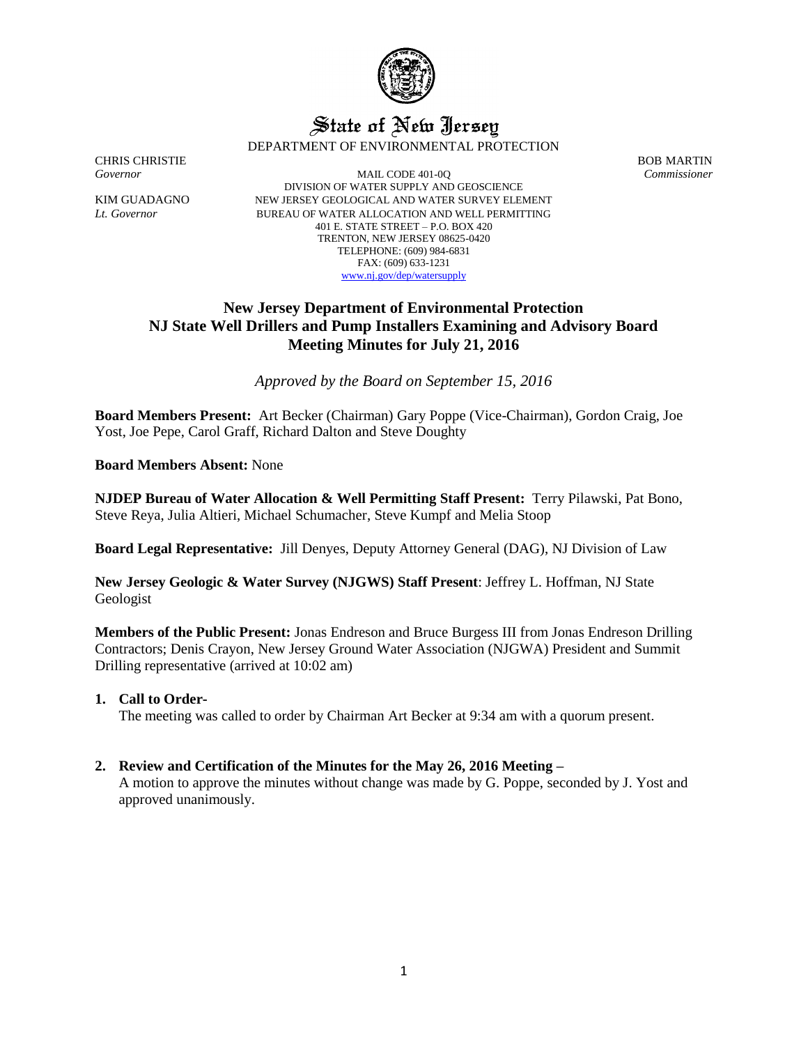# State of New Jersey

DEPARTMENT OF ENVIRONMENTAL PROTECTION

CHRIS CHRISTIE
*Governor*

KIM GUADAGNO
*Lt. Governor*

MAIL CODE 401-0Q
DIVISION OF WATER SUPPLY AND GEOSCIENCE
NEW JERSEY GEOLOGICAL AND WATER SURVEY ELEMENT
BUREAU OF WATER ALLOCATION AND WELL PERMITTING
401 E. STATE STREET – P.O. BOX 420
TRENTON, NEW JERSEY 08625-0420
TELEPHONE: (609) 984-6831
FAX: (609) 633-1231
www.nj.gov/dep/watersupply

BOB MARTIN
*Commissioner*

## New Jersey Department of Environmental Protection
## NJ State Well Drillers and Pump Installers Examining and Advisory Board
## Meeting Minutes for July 21, 2016

*Approved by the Board on September 15, 2016*

**Board Members Present:** Art Becker (Chairman) Gary Poppe (Vice-Chairman), Gordon Craig, Joe Yost, Joe Pepe, Carol Graff, Richard Dalton and Steve Doughty

**Board Members Absent:** None

**NJDEP Bureau of Water Allocation & Well Permitting Staff Present:** Terry Pilawski, Pat Bono, Steve Reya, Julia Altieri, Michael Schumacher, Steve Kumpf and Melia Stoop

**Board Legal Representative:** Jill Denyes, Deputy Attorney General (DAG), NJ Division of Law

**New Jersey Geologic & Water Survey (NJGWS) Staff Present**: Jeffrey L. Hoffman, NJ State Geologist

**Members of the Public Present:** Jonas Endreson and Bruce Burgess III from Jonas Endreson Drilling Contractors; Denis Crayon, New Jersey Ground Water Association (NJGWA) President and Summit Drilling representative (arrived at 10:02 am)

1. **Call to Order-**
   The meeting was called to order by Chairman Art Becker at 9:34 am with a quorum present.

2. **Review and Certification of the Minutes for the May 26, 2016 Meeting –**
   A motion to approve the minutes without change was made by G. Poppe, seconded by J. Yost and approved unanimously.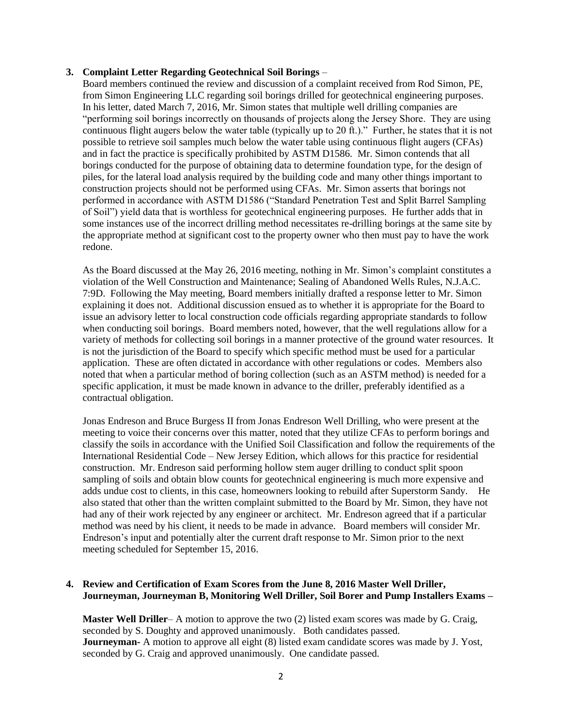**3. Complaint Letter Regarding Geotechnical Soil Borings** –

Board members continued the review and discussion of a complaint received from Rod Simon, PE, from Simon Engineering LLC regarding soil borings drilled for geotechnical engineering purposes. In his letter, dated March 7, 2016, Mr. Simon states that multiple well drilling companies are "performing soil borings incorrectly on thousands of projects along the Jersey Shore. They are using continuous flight augers below the water table (typically up to 20 ft.)." Further, he states that it is not possible to retrieve soil samples much below the water table using continuous flight augers (CFAs) and in fact the practice is specifically prohibited by ASTM D1586. Mr. Simon contends that all borings conducted for the purpose of obtaining data to determine foundation type, for the design of piles, for the lateral load analysis required by the building code and many other things important to construction projects should not be performed using CFAs. Mr. Simon asserts that borings not performed in accordance with ASTM D1586 ("Standard Penetration Test and Split Barrel Sampling of Soil") yield data that is worthless for geotechnical engineering purposes. He further adds that in some instances use of the incorrect drilling method necessitates re-drilling borings at the same site by the appropriate method at significant cost to the property owner who then must pay to have the work redone.

As the Board discussed at the May 26, 2016 meeting, nothing in Mr. Simon's complaint constitutes a violation of the Well Construction and Maintenance; Sealing of Abandoned Wells Rules, N.J.A.C. 7:9D. Following the May meeting, Board members initially drafted a response letter to Mr. Simon explaining it does not. Additional discussion ensued as to whether it is appropriate for the Board to issue an advisory letter to local construction code officials regarding appropriate standards to follow when conducting soil borings. Board members noted, however, that the well regulations allow for a variety of methods for collecting soil borings in a manner protective of the ground water resources. It is not the jurisdiction of the Board to specify which specific method must be used for a particular application. These are often dictated in accordance with other regulations or codes. Members also noted that when a particular method of boring collection (such as an ASTM method) is needed for a specific application, it must be made known in advance to the driller, preferably identified as a contractual obligation.

Jonas Endreson and Bruce Burgess II from Jonas Endreson Well Drilling, who were present at the meeting to voice their concerns over this matter, noted that they utilize CFAs to perform borings and classify the soils in accordance with the Unified Soil Classification and follow the requirements of the International Residential Code – New Jersey Edition, which allows for this practice for residential construction. Mr. Endreson said performing hollow stem auger drilling to conduct split spoon sampling of soils and obtain blow counts for geotechnical engineering is much more expensive and adds undue cost to clients, in this case, homeowners looking to rebuild after Superstorm Sandy. He also stated that other than the written complaint submitted to the Board by Mr. Simon, they have not had any of their work rejected by any engineer or architect. Mr. Endreson agreed that if a particular method was need by his client, it needs to be made in advance. Board members will consider Mr. Endreson's input and potentially alter the current draft response to Mr. Simon prior to the next meeting scheduled for September 15, 2016.

**4. Review and Certification of Exam Scores from the June 8, 2016 Master Well Driller, Journeyman, Journeyman B, Monitoring Well Driller, Soil Borer and Pump Installers Exams –**

**Master Well Driller**– A motion to approve the two (2) listed exam scores was made by G. Craig, seconded by S. Doughty and approved unanimously. Both candidates passed.
**Journeyman**- A motion to approve all eight (8) listed exam candidate scores was made by J. Yost, seconded by G. Craig and approved unanimously. One candidate passed.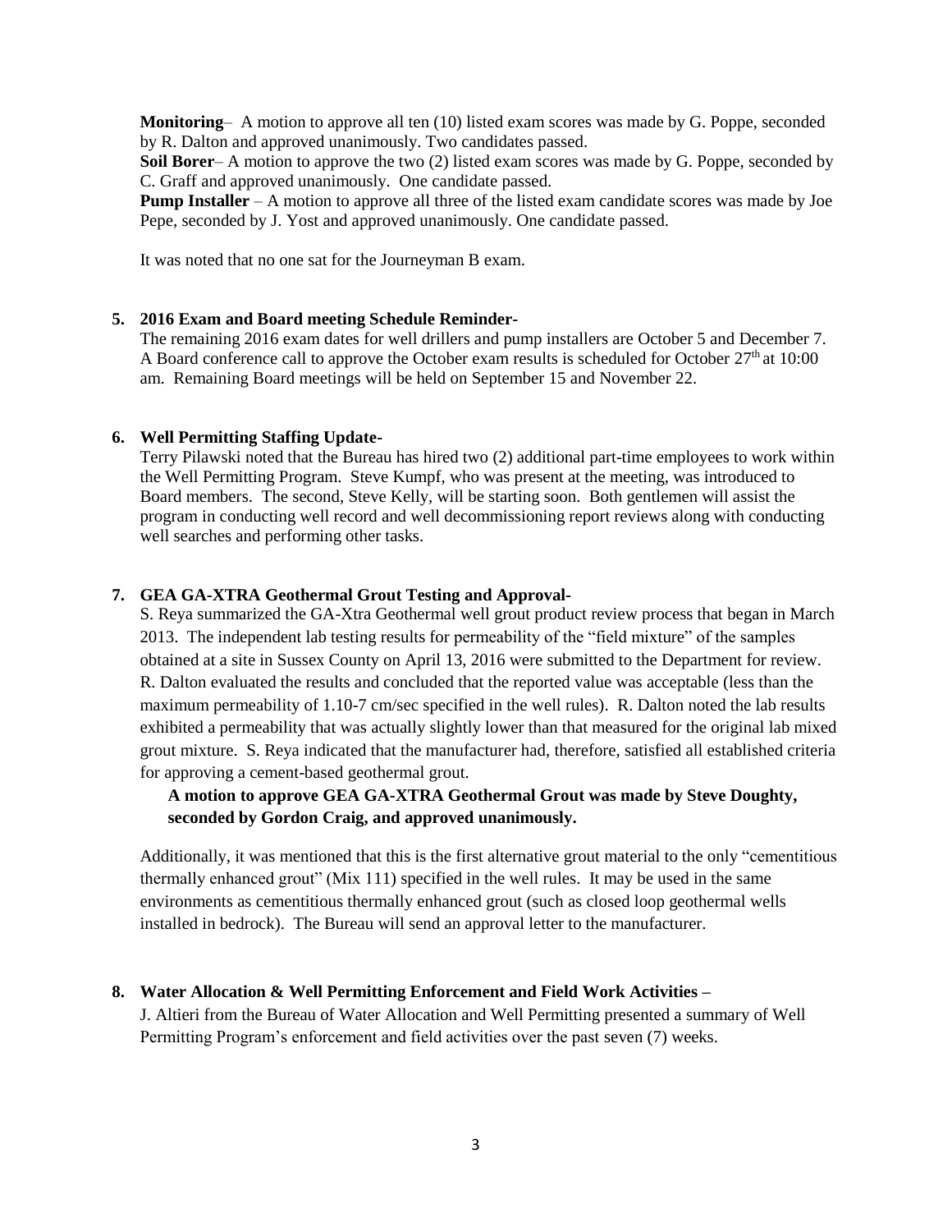**Monitoring**– A motion to approve all ten (10) listed exam scores was made by G. Poppe, seconded by R. Dalton and approved unanimously. Two candidates passed.

**Soil Borer**– A motion to approve the two (2) listed exam scores was made by G. Poppe, seconded by C. Graff and approved unanimously. One candidate passed.

**Pump Installer** – A motion to approve all three of the listed exam candidate scores was made by Joe Pepe, seconded by J. Yost and approved unanimously. One candidate passed.

It was noted that no one sat for the Journeyman B exam.

**5. 2016 Exam and Board meeting Schedule Reminder-**

The remaining 2016 exam dates for well drillers and pump installers are October 5 and December 7. A Board conference call to approve the October exam results is scheduled for October 27th at 10:00 am. Remaining Board meetings will be held on September 15 and November 22.

**6. Well Permitting Staffing Update-**

Terry Pilawski noted that the Bureau has hired two (2) additional part-time employees to work within the Well Permitting Program. Steve Kumpf, who was present at the meeting, was introduced to Board members. The second, Steve Kelly, will be starting soon. Both gentlemen will assist the program in conducting well record and well decommissioning report reviews along with conducting well searches and performing other tasks.

**7. GEA GA-XTRA Geothermal Grout Testing and Approval-**

S. Reya summarized the GA-Xtra Geothermal well grout product review process that began in March 2013. The independent lab testing results for permeability of the "field mixture" of the samples obtained at a site in Sussex County on April 13, 2016 were submitted to the Department for review. R. Dalton evaluated the results and concluded that the reported value was acceptable (less than the maximum permeability of 1.10-7 cm/sec specified in the well rules). R. Dalton noted the lab results exhibited a permeability that was actually slightly lower than that measured for the original lab mixed grout mixture. S. Reya indicated that the manufacturer had, therefore, satisfied all established criteria for approving a cement-based geothermal grout.

**A motion to approve GEA GA-XTRA Geothermal Grout was made by Steve Doughty, seconded by Gordon Craig, and approved unanimously.**

Additionally, it was mentioned that this is the first alternative grout material to the only "cementitious thermally enhanced grout" (Mix 111) specified in the well rules. It may be used in the same environments as cementitious thermally enhanced grout (such as closed loop geothermal wells installed in bedrock). The Bureau will send an approval letter to the manufacturer.

**8. Water Allocation & Well Permitting Enforcement and Field Work Activities –**

J. Altieri from the Bureau of Water Allocation and Well Permitting presented a summary of Well Permitting Program's enforcement and field activities over the past seven (7) weeks.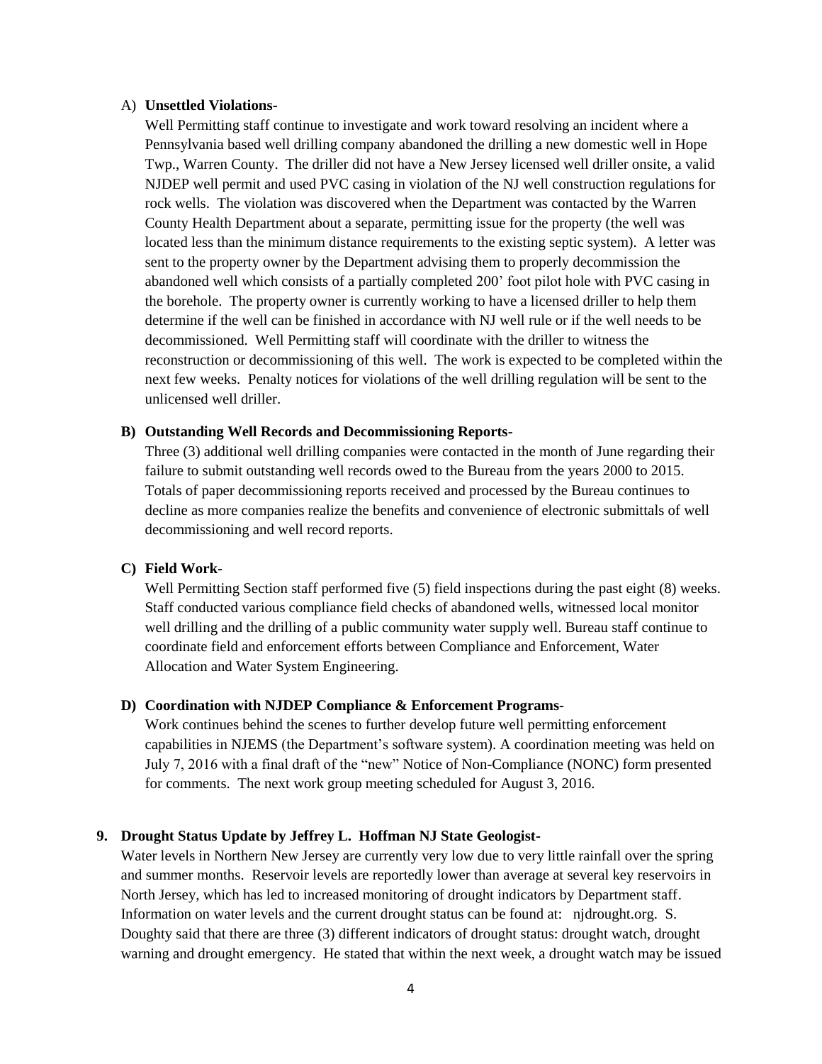A) **Unsettled Violations-**

Well Permitting staff continue to investigate and work toward resolving an incident where a Pennsylvania based well drilling company abandoned the drilling a new domestic well in Hope Twp., Warren County. The driller did not have a New Jersey licensed well driller onsite, a valid NJDEP well permit and used PVC casing in violation of the NJ well construction regulations for rock wells. The violation was discovered when the Department was contacted by the Warren County Health Department about a separate, permitting issue for the property (the well was located less than the minimum distance requirements to the existing septic system). A letter was sent to the property owner by the Department advising them to properly decommission the abandoned well which consists of a partially completed 200' foot pilot hole with PVC casing in the borehole. The property owner is currently working to have a licensed driller to help them determine if the well can be finished in accordance with NJ well rule or if the well needs to be decommissioned. Well Permitting staff will coordinate with the driller to witness the reconstruction or decommissioning of this well. The work is expected to be completed within the next few weeks. Penalty notices for violations of the well drilling regulation will be sent to the unlicensed well driller.

**B) Outstanding Well Records and Decommissioning Reports-**

Three (3) additional well drilling companies were contacted in the month of June regarding their failure to submit outstanding well records owed to the Bureau from the years 2000 to 2015. Totals of paper decommissioning reports received and processed by the Bureau continues to decline as more companies realize the benefits and convenience of electronic submittals of well decommissioning and well record reports.

**C) Field Work-**

Well Permitting Section staff performed five (5) field inspections during the past eight (8) weeks. Staff conducted various compliance field checks of abandoned wells, witnessed local monitor well drilling and the drilling of a public community water supply well. Bureau staff continue to coordinate field and enforcement efforts between Compliance and Enforcement, Water Allocation and Water System Engineering.

**D) Coordination with NJDEP Compliance & Enforcement Programs-**

Work continues behind the scenes to further develop future well permitting enforcement capabilities in NJEMS (the Department's software system). A coordination meeting was held on July 7, 2016 with a final draft of the "new" Notice of Non-Compliance (NONC) form presented for comments. The next work group meeting scheduled for August 3, 2016.

**9. Drought Status Update by Jeffrey L. Hoffman NJ State Geologist-**

Water levels in Northern New Jersey are currently very low due to very little rainfall over the spring and summer months. Reservoir levels are reportedly lower than average at several key reservoirs in North Jersey, which has led to increased monitoring of drought indicators by Department staff. Information on water levels and the current drought status can be found at: njdrought.org. S. Doughty said that there are three (3) different indicators of drought status: drought watch, drought warning and drought emergency. He stated that within the next week, a drought watch may be issued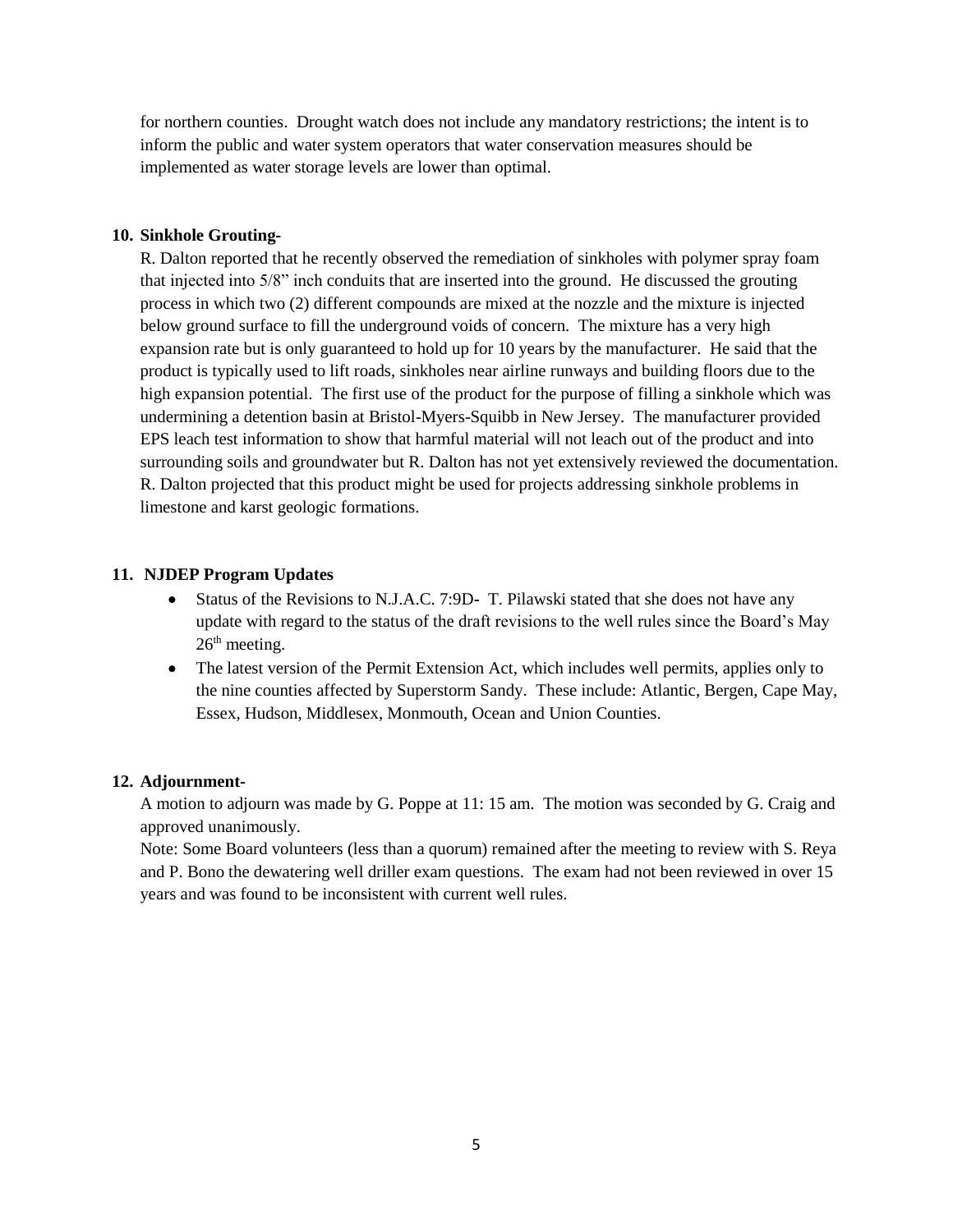for northern counties. Drought watch does not include any mandatory restrictions; the intent is to inform the public and water system operators that water conservation measures should be implemented as water storage levels are lower than optimal.

**10. Sinkhole Grouting-**

R. Dalton reported that he recently observed the remediation of sinkholes with polymer spray foam that injected into 5/8" inch conduits that are inserted into the ground. He discussed the grouting process in which two (2) different compounds are mixed at the nozzle and the mixture is injected below ground surface to fill the underground voids of concern. The mixture has a very high expansion rate but is only guaranteed to hold up for 10 years by the manufacturer. He said that the product is typically used to lift roads, sinkholes near airline runways and building floors due to the high expansion potential. The first use of the product for the purpose of filling a sinkhole which was undermining a detention basin at Bristol-Myers-Squibb in New Jersey. The manufacturer provided EPS leach test information to show that harmful material will not leach out of the product and into surrounding soils and groundwater but R. Dalton has not yet extensively reviewed the documentation. R. Dalton projected that this product might be used for projects addressing sinkhole problems in limestone and karst geologic formations.

**11. NJDEP Program Updates**

- Status of the Revisions to N.J.A.C. 7:9D- T. Pilawski stated that she does not have any update with regard to the status of the draft revisions to the well rules since the Board's May 26th meeting.
- The latest version of the Permit Extension Act, which includes well permits, applies only to the nine counties affected by Superstorm Sandy. These include: Atlantic, Bergen, Cape May, Essex, Hudson, Middlesex, Monmouth, Ocean and Union Counties.

**12. Adjournment-**

A motion to adjourn was made by G. Poppe at 11: 15 am. The motion was seconded by G. Craig and approved unanimously.

Note: Some Board volunteers (less than a quorum) remained after the meeting to review with S. Reya and P. Bono the dewatering well driller exam questions. The exam had not been reviewed in over 15 years and was found to be inconsistent with current well rules.